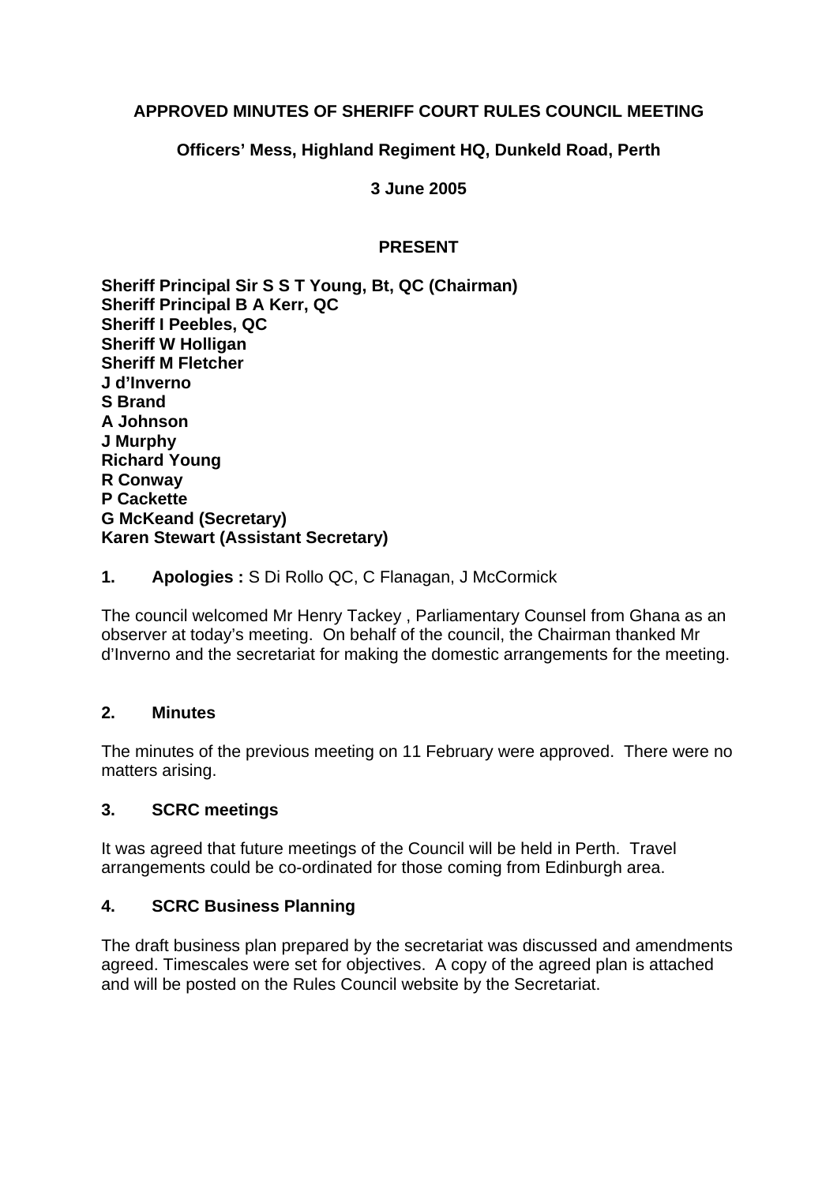# APPROVED MINUTES OF SHERIFF COURT RULES COUNCIL MEETING

## Officers' Mess, Highland Regiment HQ, Dunkeld Road, Perth

## 3 June 2005

### PRESENT

**Sheriff Principal Sir S S T Young, Bt, QC (Chairman)**
**Sheriff Principal B A Kerr, QC**
**Sheriff I Peebles, QC**
**Sheriff W Holligan**
**Sheriff M Fletcher**
**J d'Inverno**
**S Brand**
**A Johnson**
**J Murphy**
**Richard Young**
**R Conway**
**P Cackette**
**G McKeand (Secretary)**
**Karen Stewart (Assistant Secretary)**

**1. Apologies :** S Di Rollo QC, C Flanagan, J McCormick

The council welcomed Mr Henry Tackey , Parliamentary Counsel from Ghana as an observer at today's meeting. On behalf of the council, the Chairman thanked Mr d'Inverno and the secretariat for making the domestic arrangements for the meeting.

**2. Minutes**

The minutes of the previous meeting on 11 February were approved. There were no matters arising.

**3. SCRC meetings**

It was agreed that future meetings of the Council will be held in Perth. Travel arrangements could be co-ordinated for those coming from Edinburgh area.

**4. SCRC Business Planning**

The draft business plan prepared by the secretariat was discussed and amendments agreed. Timescales were set for objectives. A copy of the agreed plan is attached and will be posted on the Rules Council website by the Secretariat.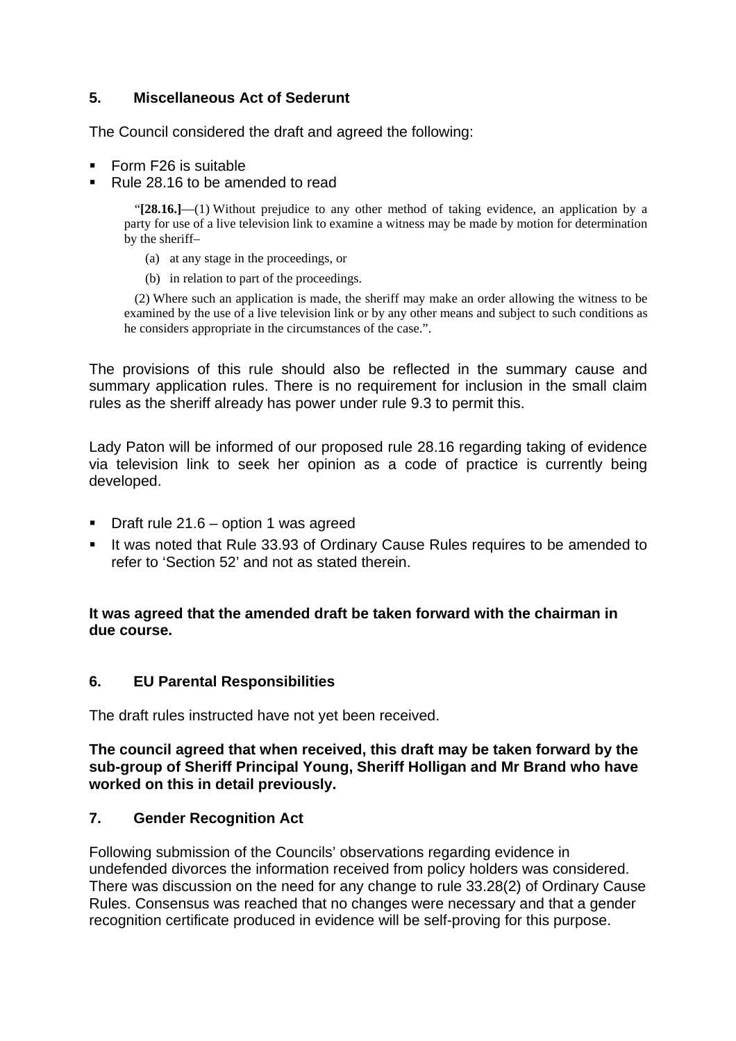## 5. Miscellaneous Act of Sederunt

The Council considered the draft and agreed the following:

- Form F26 is suitable
- Rule 28.16 to be amended to read

> "**[28.16.]**—(1) Without prejudice to any other method of taking evidence, an application by a party for use of a live television link to examine a witness may be made by motion for determination by the sheriff–
>
> (a) at any stage in the proceedings, or
>
> (b) in relation to part of the proceedings.
>
> (2) Where such an application is made, the sheriff may make an order allowing the witness to be examined by the use of a live television link or by any other means and subject to such conditions as he considers appropriate in the circumstances of the case.".

The provisions of this rule should also be reflected in the summary cause and summary application rules. There is no requirement for inclusion in the small claim rules as the sheriff already has power under rule 9.3 to permit this.

Lady Paton will be informed of our proposed rule 28.16 regarding taking of evidence via television link to seek her opinion as a code of practice is currently being developed.

- Draft rule 21.6 – option 1 was agreed
- It was noted that Rule 33.93 of Ordinary Cause Rules requires to be amended to refer to 'Section 52' and not as stated therein.

**It was agreed that the amended draft be taken forward with the chairman in due course.**

## 6. EU Parental Responsibilities

The draft rules instructed have not yet been received.

**The council agreed that when received, this draft may be taken forward by the sub-group of Sheriff Principal Young, Sheriff Holligan and Mr Brand who have worked on this in detail previously.**

## 7. Gender Recognition Act

Following submission of the Councils' observations regarding evidence in undefended divorces the information received from policy holders was considered. There was discussion on the need for any change to rule 33.28(2) of Ordinary Cause Rules. Consensus was reached that no changes were necessary and that a gender recognition certificate produced in evidence will be self-proving for this purpose.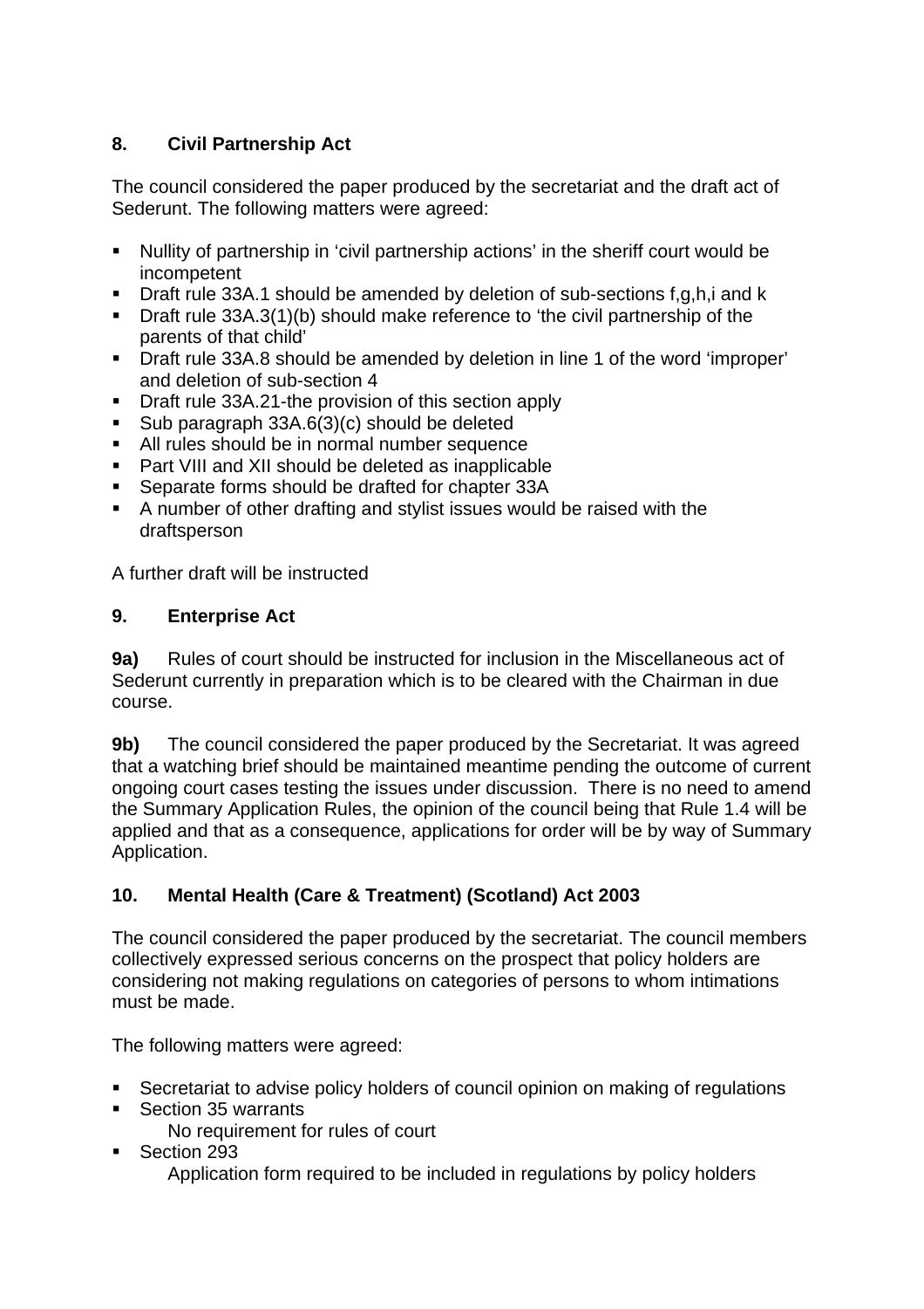## 8. Civil Partnership Act

The council considered the paper produced by the secretariat and the draft act of Sederunt. The following matters were agreed:

- Nullity of partnership in 'civil partnership actions' in the sheriff court would be incompetent
- Draft rule 33A.1 should be amended by deletion of sub-sections f,g,h,i and k
- Draft rule 33A.3(1)(b) should make reference to 'the civil partnership of the parents of that child'
- Draft rule 33A.8 should be amended by deletion in line 1 of the word 'improper' and deletion of sub-section 4
- Draft rule 33A.21-the provision of this section apply
- Sub paragraph 33A.6(3)(c) should be deleted
- All rules should be in normal number sequence
- Part VIII and XII should be deleted as inapplicable
- Separate forms should be drafted for chapter 33A
- A number of other drafting and stylist issues would be raised with the draftsperson

A further draft will be instructed

## 9. Enterprise Act

**9a)** Rules of court should be instructed for inclusion in the Miscellaneous act of Sederunt currently in preparation which is to be cleared with the Chairman in due course.

**9b)** The council considered the paper produced by the Secretariat. It was agreed that a watching brief should be maintained meantime pending the outcome of current ongoing court cases testing the issues under discussion. There is no need to amend the Summary Application Rules, the opinion of the council being that Rule 1.4 will be applied and that as a consequence, applications for order will be by way of Summary Application.

## 10. Mental Health (Care & Treatment) (Scotland) Act 2003

The council considered the paper produced by the secretariat. The council members collectively expressed serious concerns on the prospect that policy holders are considering not making regulations on categories of persons to whom intimations must be made.

The following matters were agreed:

- Secretariat to advise policy holders of council opinion on making of regulations
- Section 35 warrants
  No requirement for rules of court
- Section 293
  Application form required to be included in regulations by policy holders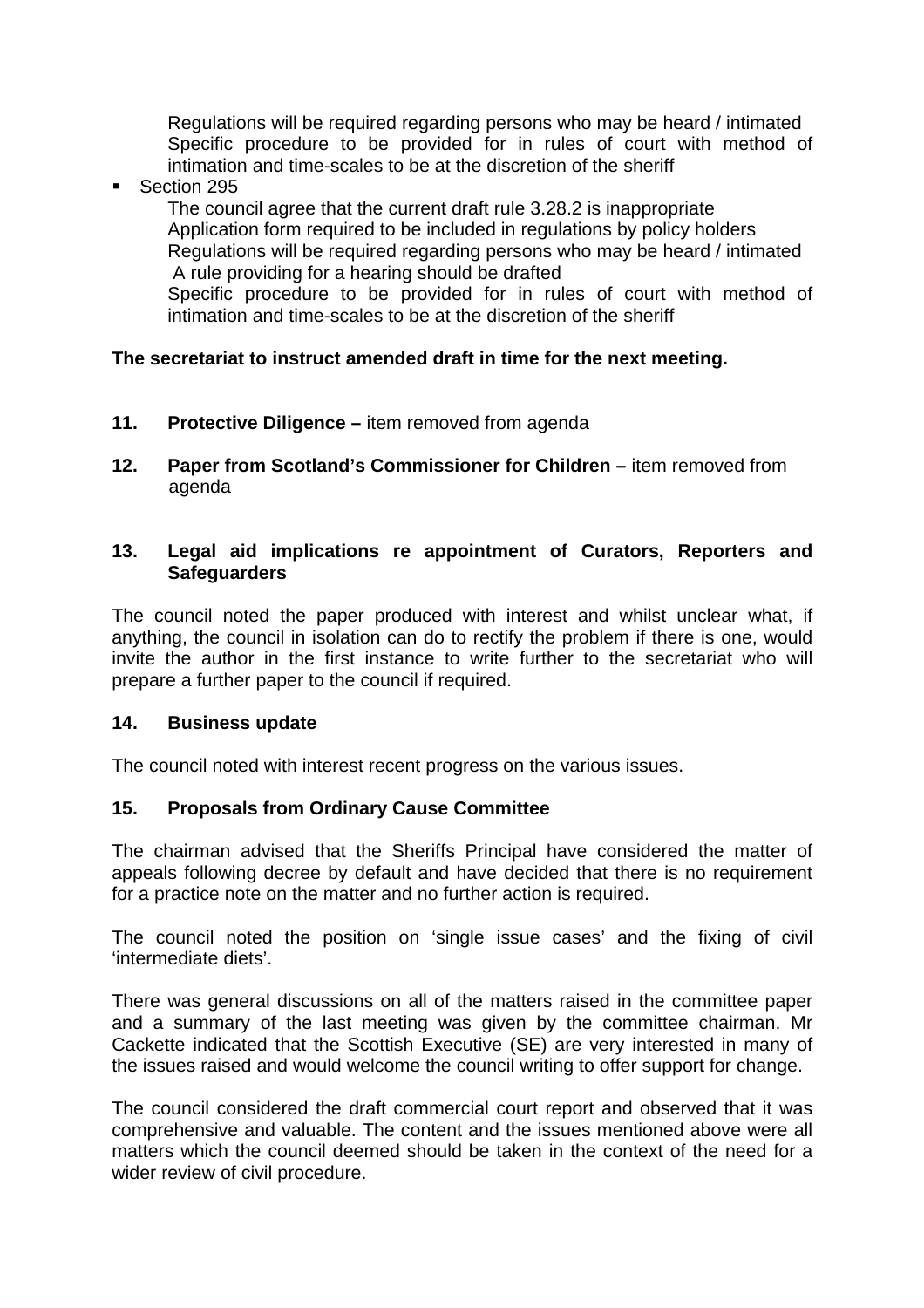Regulations will be required regarding persons who may be heard / intimated
Specific procedure to be provided for in rules of court with method of intimation and time-scales to be at the discretion of the sheriff

- Section 295

  The council agree that the current draft rule 3.28.2 is inappropriate
  Application form required to be included in regulations by policy holders
  Regulations will be required regarding persons who may be heard / intimated
  A rule providing for a hearing should be drafted
  Specific procedure to be provided for in rules of court with method of intimation and time-scales to be at the discretion of the sheriff

**The secretariat to instruct amended draft in time for the next meeting.**

**11. Protective Diligence –** item removed from agenda

**12. Paper from Scotland's Commissioner for Children –** item removed from agenda

**13. Legal aid implications re appointment of Curators, Reporters and Safeguarders**

The council noted the paper produced with interest and whilst unclear what, if anything, the council in isolation can do to rectify the problem if there is one, would invite the author in the first instance to write further to the secretariat who will prepare a further paper to the council if required.

**14. Business update**

The council noted with interest recent progress on the various issues.

**15. Proposals from Ordinary Cause Committee**

The chairman advised that the Sheriffs Principal have considered the matter of appeals following decree by default and have decided that there is no requirement for a practice note on the matter and no further action is required.

The council noted the position on 'single issue cases' and the fixing of civil 'intermediate diets'.

There was general discussions on all of the matters raised in the committee paper and a summary of the last meeting was given by the committee chairman. Mr Cackette indicated that the Scottish Executive (SE) are very interested in many of the issues raised and would welcome the council writing to offer support for change.

The council considered the draft commercial court report and observed that it was comprehensive and valuable. The content and the issues mentioned above were all matters which the council deemed should be taken in the context of the need for a wider review of civil procedure.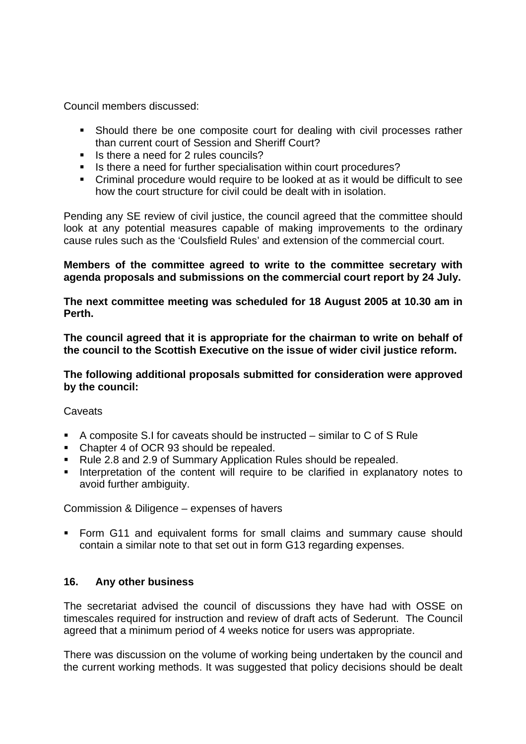Council members discussed:

- Should there be one composite court for dealing with civil processes rather than current court of Session and Sheriff Court?
- Is there a need for 2 rules councils?
- Is there a need for further specialisation within court procedures?
- Criminal procedure would require to be looked at as it would be difficult to see how the court structure for civil could be dealt with in isolation.

Pending any SE review of civil justice, the council agreed that the committee should look at any potential measures capable of making improvements to the ordinary cause rules such as the 'Coulsfield Rules' and extension of the commercial court.

**Members of the committee agreed to write to the committee secretary with agenda proposals and submissions on the commercial court report by 24 July.**

**The next committee meeting was scheduled for 18 August 2005 at 10.30 am in Perth.**

**The council agreed that it is appropriate for the chairman to write on behalf of the council to the Scottish Executive on the issue of wider civil justice reform.**

**The following additional proposals submitted for consideration were approved by the council:**

Caveats

- A composite S.I for caveats should be instructed – similar to C of S Rule
- Chapter 4 of OCR 93 should be repealed.
- Rule 2.8 and 2.9 of Summary Application Rules should be repealed.
- Interpretation of the content will require to be clarified in explanatory notes to avoid further ambiguity.

Commission & Diligence – expenses of havers

- Form G11 and equivalent forms for small claims and summary cause should contain a similar note to that set out in form G13 regarding expenses.

## 16. Any other business

The secretariat advised the council of discussions they have had with OSSE on timescales required for instruction and review of draft acts of Sederunt. The Council agreed that a minimum period of 4 weeks notice for users was appropriate.

There was discussion on the volume of working being undertaken by the council and the current working methods. It was suggested that policy decisions should be dealt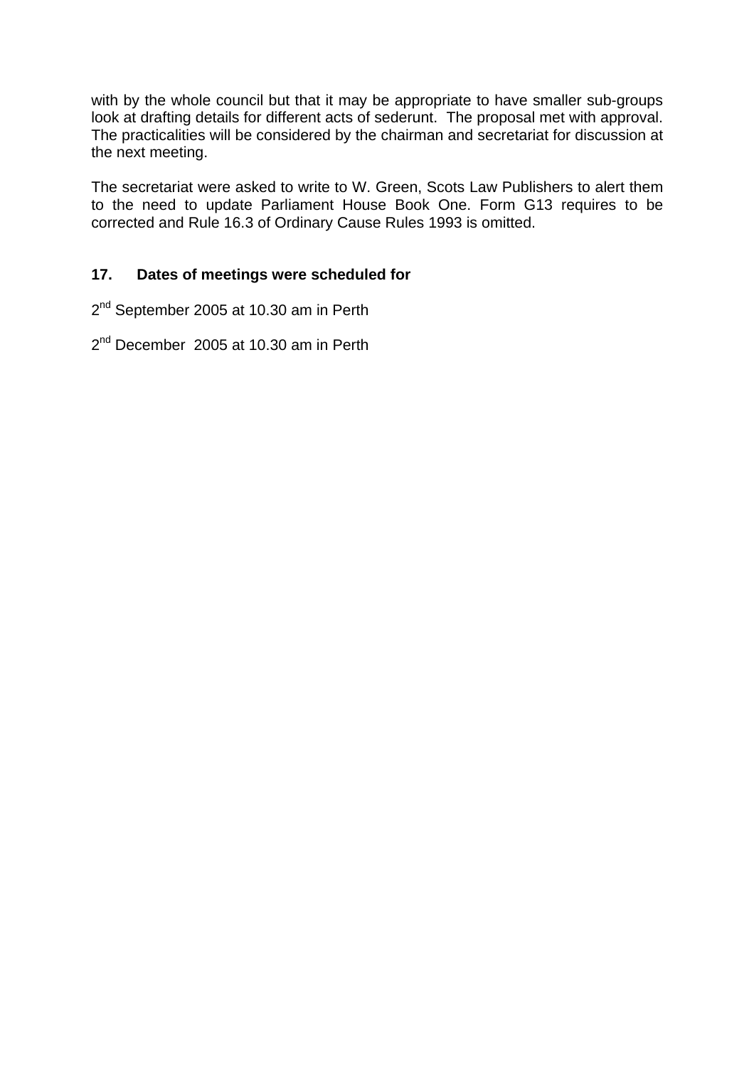with by the whole council but that it may be appropriate to have smaller sub-groups look at drafting details for different acts of sederunt. The proposal met with approval. The practicalities will be considered by the chairman and secretariat for discussion at the next meeting.

The secretariat were asked to write to W. Green, Scots Law Publishers to alert them to the need to update Parliament House Book One. Form G13 requires to be corrected and Rule 16.3 of Ordinary Cause Rules 1993 is omitted.

**17. Dates of meetings were scheduled for**

2nd September 2005 at 10.30 am in Perth

2nd December 2005 at 10.30 am in Perth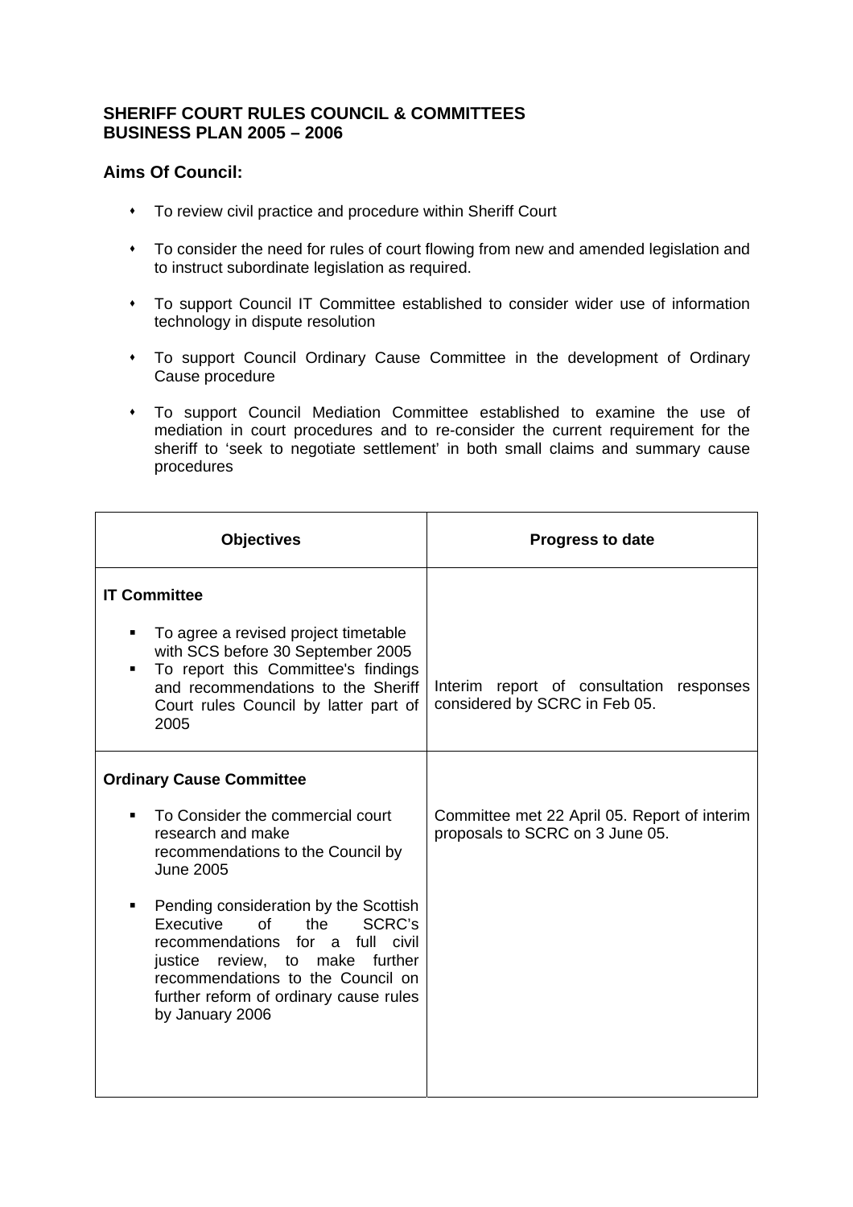## SHERIFF COURT RULES COUNCIL & COMMITTEES BUSINESS PLAN 2005 – 2006

### Aims Of Council:

- To review civil practice and procedure within Sheriff Court
- To consider the need for rules of court flowing from new and amended legislation and to instruct subordinate legislation as required.
- To support Council IT Committee established to consider wider use of information technology in dispute resolution
- To support Council Ordinary Cause Committee in the development of Ordinary Cause procedure
- To support Council Mediation Committee established to examine the use of mediation in court procedures and to re-consider the current requirement for the sheriff to 'seek to negotiate settlement' in both small claims and summary cause procedures

| Objectives | Progress to date |
|---|---|
| **IT Committee**<br>• To agree a revised project timetable with SCS before 30 September 2005<br>• To report this Committee's findings and recommendations to the Sheriff Court rules Council by latter part of 2005 | Interim report of consultation responses considered by SCRC in Feb 05. |
| **Ordinary Cause Committee**<br>• To Consider the commercial court research and make recommendations to the Council by June 2005<br>• Pending consideration by the Scottish Executive of the SCRC's recommendations for a full civil justice review, to make further recommendations to the Council on further reform of ordinary cause rules by January 2006 | Committee met 22 April 05. Report of interim proposals to SCRC on 3 June 05. |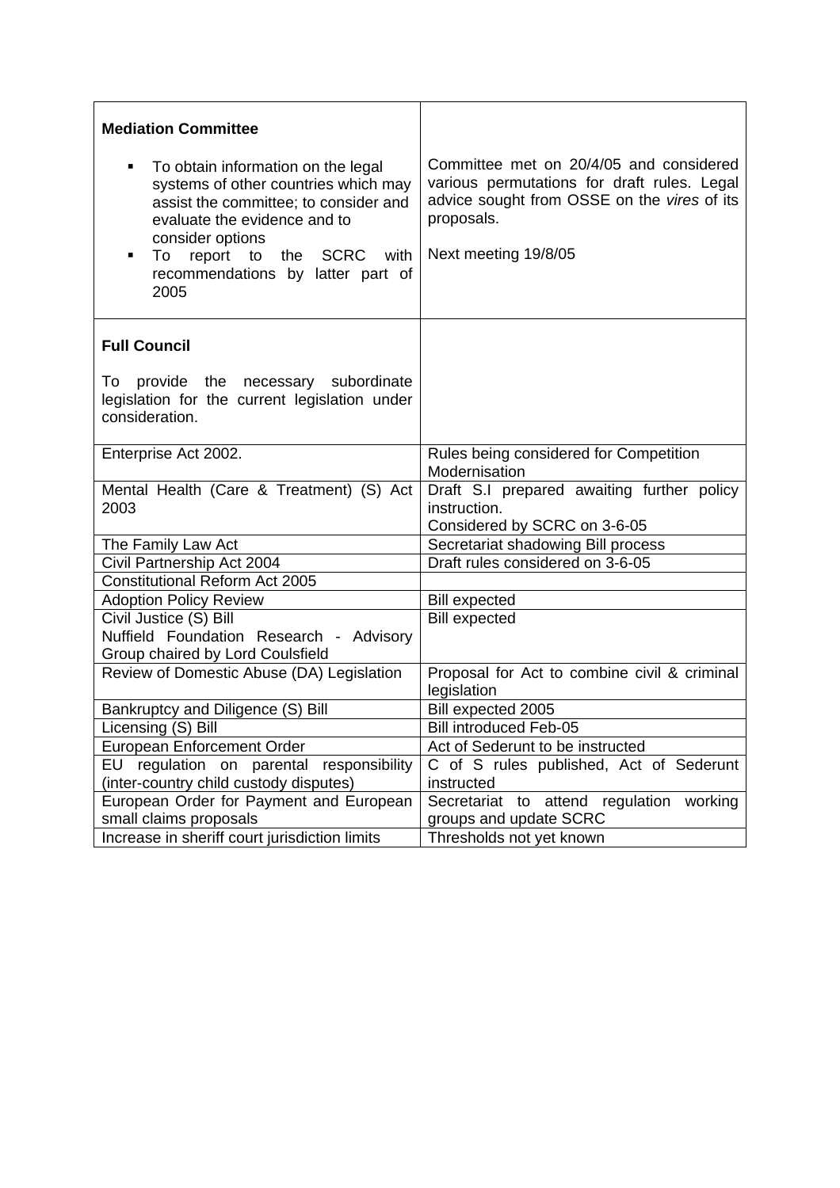| | |
|---|---|
| **Mediation Committee**<br><br>- To obtain information on the legal systems of other countries which may assist the committee; to consider and evaluate the evidence and to consider options<br>- To report to the SCRC with recommendations by latter part of 2005 | Committee met on 20/4/05 and considered various permutations for draft rules. Legal advice sought from OSSE on the *vires* of its proposals.<br><br>Next meeting 19/8/05 |
| **Full Council**<br><br>To provide the necessary subordinate legislation for the current legislation under consideration. | |
| Enterprise Act 2002. | Rules being considered for Competition Modernisation |
| Mental Health (Care & Treatment) (S) Act 2003 | Draft S.I prepared awaiting further policy instruction.<br>Considered by SCRC on 3-6-05 |
| The Family Law Act | Secretariat shadowing Bill process |
| Civil Partnership Act 2004 | Draft rules considered on 3-6-05 |
| Constitutional Reform Act 2005 | |
| Adoption Policy Review | Bill expected |
| Civil Justice (S) Bill<br>Nuffield Foundation Research - Advisory Group chaired by Lord Coulsfield | Bill expected |
| Review of Domestic Abuse (DA) Legislation | Proposal for Act to combine civil & criminal legislation |
| Bankruptcy and Diligence (S) Bill | Bill expected 2005 |
| Licensing (S) Bill | Bill introduced Feb-05 |
| European Enforcement Order | Act of Sederunt to be instructed |
| EU regulation on parental responsibility (inter-country child custody disputes) | C of S rules published, Act of Sederunt instructed |
| European Order for Payment and European small claims proposals | Secretariat to attend regulation working groups and update SCRC |
| Increase in sheriff court jurisdiction limits | Thresholds not yet known |